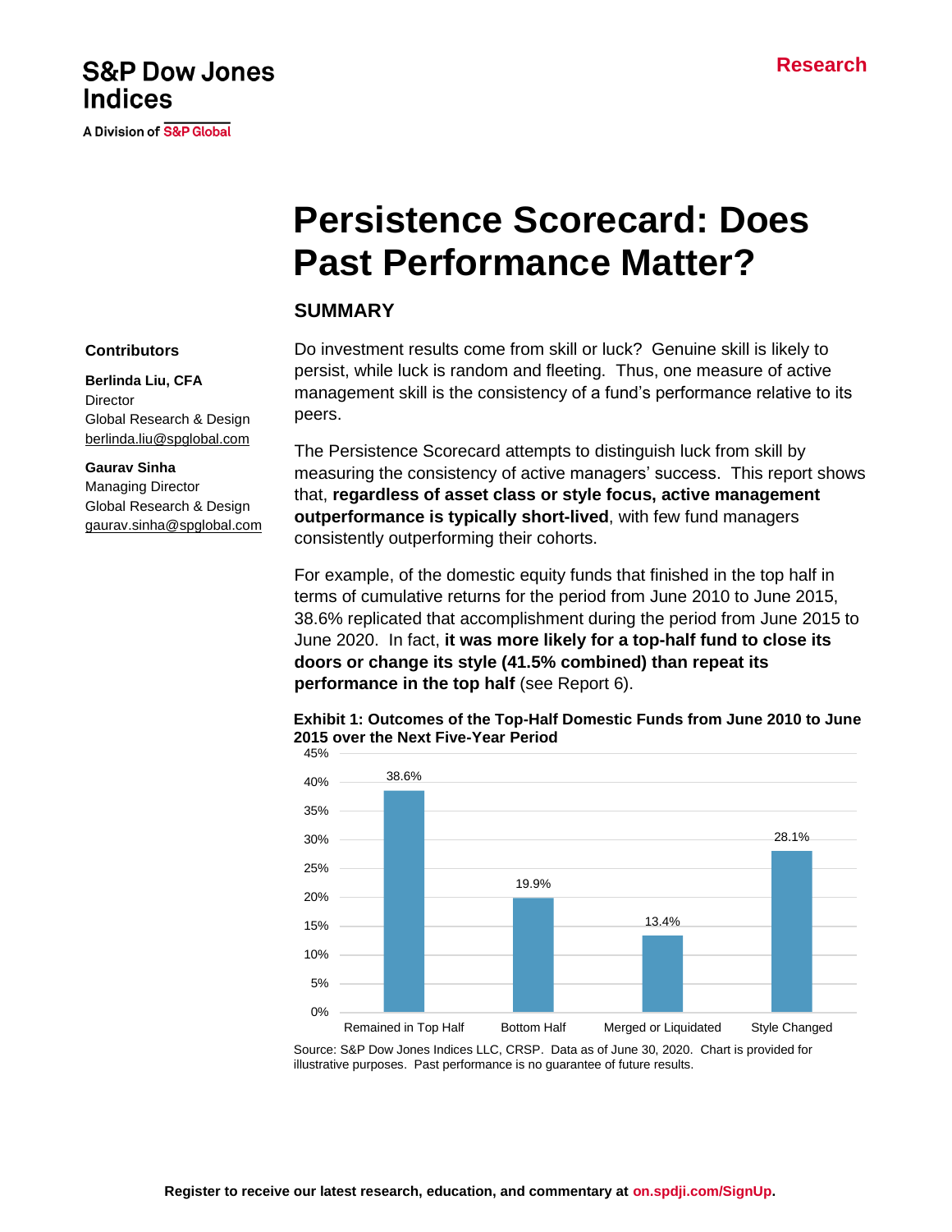S&P Dow Jones Indices

A Division of S&P Global

Research

# Persistence Scorecard: Does Past Performance Matter?

## SUMMARY

**Contributors**

**Berlinda Liu, CFA**
Director
Global Research & Design
berlinda.liu@spglobal.com

**Gaurav Sinha**
Managing Director
Global Research & Design
gaurav.sinha@spglobal.com

Do investment results come from skill or luck? Genuine skill is likely to persist, while luck is random and fleeting. Thus, one measure of active management skill is the consistency of a fund's performance relative to its peers.

The Persistence Scorecard attempts to distinguish luck from skill by measuring the consistency of active managers' success. This report shows that, **regardless of asset class or style focus, active management outperformance is typically short-lived**, with few fund managers consistently outperforming their cohorts.

For example, of the domestic equity funds that finished in the top half in terms of cumulative returns for the period from June 2010 to June 2015, 38.6% replicated that accomplishment during the period from June 2015 to June 2020. In fact, **it was more likely for a top-half fund to close its doors or change its style (41.5% combined) than repeat its performance in the top half** (see Report 6).

**Exhibit 1: Outcomes of the Top-Half Domestic Funds from June 2010 to June 2015 over the Next Five-Year Period**

| Outcome | Percentage |
|---|---|
| Remained in Top Half | 38.6% |
| Bottom Half | 19.9% |
| Merged or Liquidated | 13.4% |
| Style Changed | 28.1% |

Source: S&P Dow Jones Indices LLC, CRSP. Data as of June 30, 2020. Chart is provided for illustrative purposes. Past performance is no guarantee of future results.

**Register to receive our latest research, education, and commentary at on.spdji.com/SignUp.**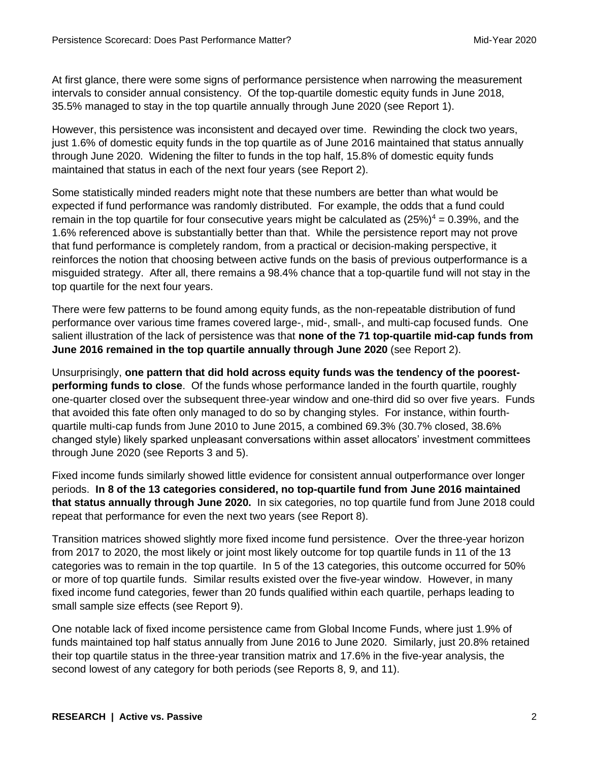At first glance, there were some signs of performance persistence when narrowing the measurement intervals to consider annual consistency. Of the top-quartile domestic equity funds in June 2018, 35.5% managed to stay in the top quartile annually through June 2020 (see Report 1).

However, this persistence was inconsistent and decayed over time. Rewinding the clock two years, just 1.6% of domestic equity funds in the top quartile as of June 2016 maintained that status annually through June 2020. Widening the filter to funds in the top half, 15.8% of domestic equity funds maintained that status in each of the next four years (see Report 2).

Some statistically minded readers might note that these numbers are better than what would be expected if fund performance was randomly distributed. For example, the odds that a fund could remain in the top quartile for four consecutive years might be calculated as $(25\%)^4 = 0.39\%$, and the 1.6% referenced above is substantially better than that. While the persistence report may not prove that fund performance is completely random, from a practical or decision-making perspective, it reinforces the notion that choosing between active funds on the basis of previous outperformance is a misguided strategy. After all, there remains a 98.4% chance that a top-quartile fund will not stay in the top quartile for the next four years.

There were few patterns to be found among equity funds, as the non-repeatable distribution of fund performance over various time frames covered large-, mid-, small-, and multi-cap focused funds. One salient illustration of the lack of persistence was that **none of the 71 top-quartile mid-cap funds from June 2016 remained in the top quartile annually through June 2020** (see Report 2).

Unsurprisingly, **one pattern that did hold across equity funds was the tendency of the poorest-performing funds to close**. Of the funds whose performance landed in the fourth quartile, roughly one-quarter closed over the subsequent three-year window and one-third did so over five years. Funds that avoided this fate often only managed to do so by changing styles. For instance, within fourth-quartile multi-cap funds from June 2010 to June 2015, a combined 69.3% (30.7% closed, 38.6% changed style) likely sparked unpleasant conversations within asset allocators' investment committees through June 2020 (see Reports 3 and 5).

Fixed income funds similarly showed little evidence for consistent annual outperformance over longer periods. **In 8 of the 13 categories considered, no top-quartile fund from June 2016 maintained that status annually through June 2020.** In six categories, no top quartile fund from June 2018 could repeat that performance for even the next two years (see Report 8).

Transition matrices showed slightly more fixed income fund persistence. Over the three-year horizon from 2017 to 2020, the most likely or joint most likely outcome for top quartile funds in 11 of the 13 categories was to remain in the top quartile. In 5 of the 13 categories, this outcome occurred for 50% or more of top quartile funds. Similar results existed over the five-year window. However, in many fixed income fund categories, fewer than 20 funds qualified within each quartile, perhaps leading to small sample size effects (see Report 9).

One notable lack of fixed income persistence came from Global Income Funds, where just 1.9% of funds maintained top half status annually from June 2016 to June 2020. Similarly, just 20.8% retained their top quartile status in the three-year transition matrix and 17.6% in the five-year analysis, the second lowest of any category for both periods (see Reports 8, 9, and 11).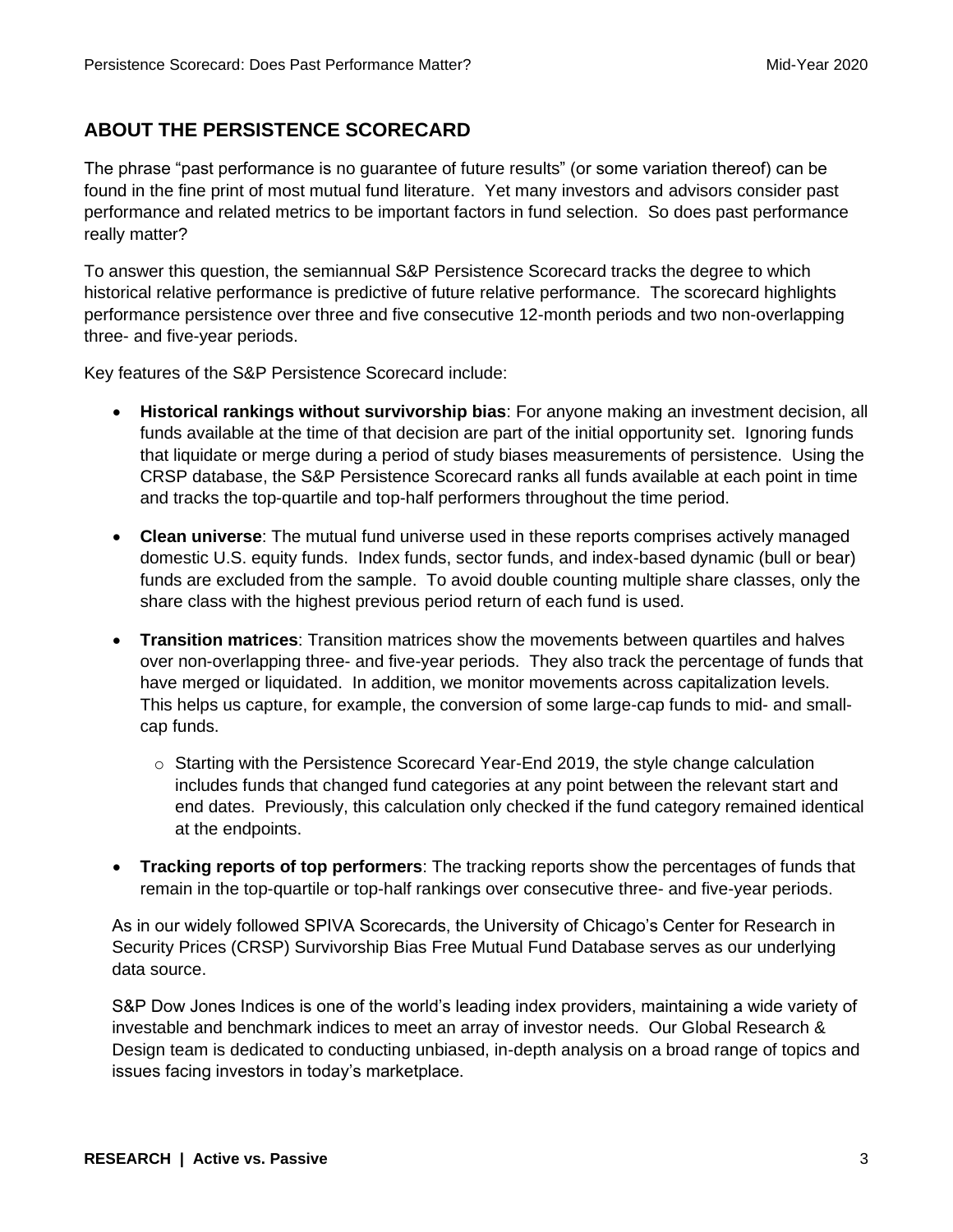## ABOUT THE PERSISTENCE SCORECARD

The phrase "past performance is no guarantee of future results" (or some variation thereof) can be found in the fine print of most mutual fund literature. Yet many investors and advisors consider past performance and related metrics to be important factors in fund selection. So does past performance really matter?

To answer this question, the semiannual S&P Persistence Scorecard tracks the degree to which historical relative performance is predictive of future relative performance. The scorecard highlights performance persistence over three and five consecutive 12-month periods and two non-overlapping three- and five-year periods.

Key features of the S&P Persistence Scorecard include:

- **Historical rankings without survivorship bias**: For anyone making an investment decision, all funds available at the time of that decision are part of the initial opportunity set. Ignoring funds that liquidate or merge during a period of study biases measurements of persistence. Using the CRSP database, the S&P Persistence Scorecard ranks all funds available at each point in time and tracks the top-quartile and top-half performers throughout the time period.
- **Clean universe**: The mutual fund universe used in these reports comprises actively managed domestic U.S. equity funds. Index funds, sector funds, and index-based dynamic (bull or bear) funds are excluded from the sample. To avoid double counting multiple share classes, only the share class with the highest previous period return of each fund is used.
- **Transition matrices**: Transition matrices show the movements between quartiles and halves over non-overlapping three- and five-year periods. They also track the percentage of funds that have merged or liquidated. In addition, we monitor movements across capitalization levels. This helps us capture, for example, the conversion of some large-cap funds to mid- and small-cap funds.
    - Starting with the Persistence Scorecard Year-End 2019, the style change calculation includes funds that changed fund categories at any point between the relevant start and end dates. Previously, this calculation only checked if the fund category remained identical at the endpoints.
- **Tracking reports of top performers**: The tracking reports show the percentages of funds that remain in the top-quartile or top-half rankings over consecutive three- and five-year periods.

As in our widely followed SPIVA Scorecards, the University of Chicago's Center for Research in Security Prices (CRSP) Survivorship Bias Free Mutual Fund Database serves as our underlying data source.

S&P Dow Jones Indices is one of the world's leading index providers, maintaining a wide variety of investable and benchmark indices to meet an array of investor needs. Our Global Research & Design team is dedicated to conducting unbiased, in-depth analysis on a broad range of topics and issues facing investors in today's marketplace.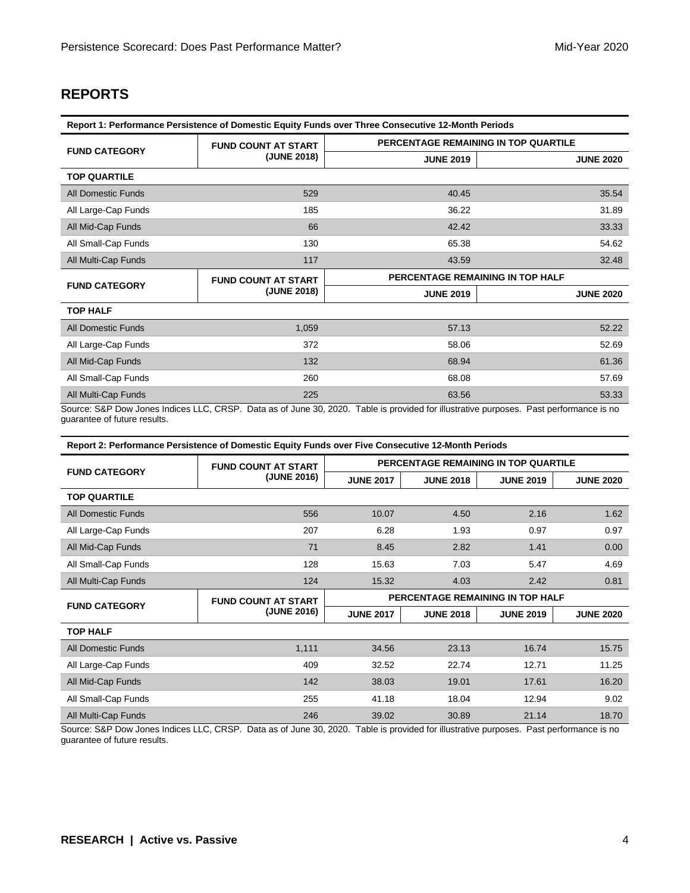## REPORTS

**Report 1: Performance Persistence of Domestic Equity Funds over Three Consecutive 12-Month Periods**

| FUND CATEGORY | FUND COUNT AT START (JUNE 2018) | PERCENTAGE REMAINING IN TOP QUARTILE | |
|---|---|---|---|
| | | JUNE 2019 | JUNE 2020 |
| **TOP QUARTILE** | | | |
| All Domestic Funds | 529 | 40.45 | 35.54 |
| All Large-Cap Funds | 185 | 36.22 | 31.89 |
| All Mid-Cap Funds | 66 | 42.42 | 33.33 |
| All Small-Cap Funds | 130 | 65.38 | 54.62 |
| All Multi-Cap Funds | 117 | 43.59 | 32.48 |
| **FUND CATEGORY** | **FUND COUNT AT START (JUNE 2018)** | **PERCENTAGE REMAINING IN TOP HALF** | |
| | | **JUNE 2019** | **JUNE 2020** |
| **TOP HALF** | | | |
| All Domestic Funds | 1,059 | 57.13 | 52.22 |
| All Large-Cap Funds | 372 | 58.06 | 52.69 |
| All Mid-Cap Funds | 132 | 68.94 | 61.36 |
| All Small-Cap Funds | 260 | 68.08 | 57.69 |
| All Multi-Cap Funds | 225 | 63.56 | 53.33 |

Source: S&P Dow Jones Indices LLC, CRSP. Data as of June 30, 2020. Table is provided for illustrative purposes. Past performance is no guarantee of future results.

**Report 2: Performance Persistence of Domestic Equity Funds over Five Consecutive 12-Month Periods**

| FUND CATEGORY | FUND COUNT AT START (JUNE 2016) | PERCENTAGE REMAINING IN TOP QUARTILE | | | |
|---|---|---|---|---|---|
| | | JUNE 2017 | JUNE 2018 | JUNE 2019 | JUNE 2020 |
| **TOP QUARTILE** | | | | | |
| All Domestic Funds | 556 | 10.07 | 4.50 | 2.16 | 1.62 |
| All Large-Cap Funds | 207 | 6.28 | 1.93 | 0.97 | 0.97 |
| All Mid-Cap Funds | 71 | 8.45 | 2.82 | 1.41 | 0.00 |
| All Small-Cap Funds | 128 | 15.63 | 7.03 | 5.47 | 4.69 |
| All Multi-Cap Funds | 124 | 15.32 | 4.03 | 2.42 | 0.81 |
| **FUND CATEGORY** | **FUND COUNT AT START (JUNE 2016)** | **PERCENTAGE REMAINING IN TOP HALF** | | | |
| | | **JUNE 2017** | **JUNE 2018** | **JUNE 2019** | **JUNE 2020** |
| **TOP HALF** | | | | | |
| All Domestic Funds | 1,111 | 34.56 | 23.13 | 16.74 | 15.75 |
| All Large-Cap Funds | 409 | 32.52 | 22.74 | 12.71 | 11.25 |
| All Mid-Cap Funds | 142 | 38.03 | 19.01 | 17.61 | 16.20 |
| All Small-Cap Funds | 255 | 41.18 | 18.04 | 12.94 | 9.02 |
| All Multi-Cap Funds | 246 | 39.02 | 30.89 | 21.14 | 18.70 |

Source: S&P Dow Jones Indices LLC, CRSP. Data as of June 30, 2020. Table is provided for illustrative purposes. Past performance is no guarantee of future results.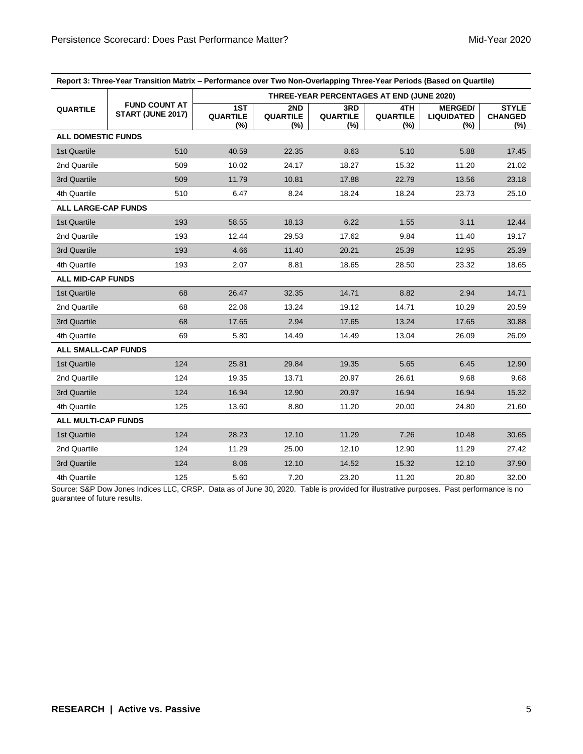| Report 3: Three-Year Transition Matrix – Performance over Two Non-Overlapping Three-Year Periods (Based on Quartile) | | | | | | | |
|---|---|---|---|---|---|---|---|
| QUARTILE | FUND COUNT AT START (JUNE 2017) | THREE-YEAR PERCENTAGES AT END (JUNE 2020) | | | | | |
| | | 1ST QUARTILE (%) | 2ND QUARTILE (%) | 3RD QUARTILE (%) | 4TH QUARTILE (%) | MERGED/ LIQUIDATED (%) | STYLE CHANGED (%) |
| **ALL DOMESTIC FUNDS** | | | | | | | |
| 1st Quartile | 510 | 40.59 | 22.35 | 8.63 | 5.10 | 5.88 | 17.45 |
| 2nd Quartile | 509 | 10.02 | 24.17 | 18.27 | 15.32 | 11.20 | 21.02 |
| 3rd Quartile | 509 | 11.79 | 10.81 | 17.88 | 22.79 | 13.56 | 23.18 |
| 4th Quartile | 510 | 6.47 | 8.24 | 18.24 | 18.24 | 23.73 | 25.10 |
| **ALL LARGE-CAP FUNDS** | | | | | | | |
| 1st Quartile | 193 | 58.55 | 18.13 | 6.22 | 1.55 | 3.11 | 12.44 |
| 2nd Quartile | 193 | 12.44 | 29.53 | 17.62 | 9.84 | 11.40 | 19.17 |
| 3rd Quartile | 193 | 4.66 | 11.40 | 20.21 | 25.39 | 12.95 | 25.39 |
| 4th Quartile | 193 | 2.07 | 8.81 | 18.65 | 28.50 | 23.32 | 18.65 |
| **ALL MID-CAP FUNDS** | | | | | | | |
| 1st Quartile | 68 | 26.47 | 32.35 | 14.71 | 8.82 | 2.94 | 14.71 |
| 2nd Quartile | 68 | 22.06 | 13.24 | 19.12 | 14.71 | 10.29 | 20.59 |
| 3rd Quartile | 68 | 17.65 | 2.94 | 17.65 | 13.24 | 17.65 | 30.88 |
| 4th Quartile | 69 | 5.80 | 14.49 | 14.49 | 13.04 | 26.09 | 26.09 |
| **ALL SMALL-CAP FUNDS** | | | | | | | |
| 1st Quartile | 124 | 25.81 | 29.84 | 19.35 | 5.65 | 6.45 | 12.90 |
| 2nd Quartile | 124 | 19.35 | 13.71 | 20.97 | 26.61 | 9.68 | 9.68 |
| 3rd Quartile | 124 | 16.94 | 12.90 | 20.97 | 16.94 | 16.94 | 15.32 |
| 4th Quartile | 125 | 13.60 | 8.80 | 11.20 | 20.00 | 24.80 | 21.60 |
| **ALL MULTI-CAP FUNDS** | | | | | | | |
| 1st Quartile | 124 | 28.23 | 12.10 | 11.29 | 7.26 | 10.48 | 30.65 |
| 2nd Quartile | 124 | 11.29 | 25.00 | 12.10 | 12.90 | 11.29 | 27.42 |
| 3rd Quartile | 124 | 8.06 | 12.10 | 14.52 | 15.32 | 12.10 | 37.90 |
| 4th Quartile | 125 | 5.60 | 7.20 | 23.20 | 11.20 | 20.80 | 32.00 |

Source: S&P Dow Jones Indices LLC, CRSP. Data as of June 30, 2020. Table is provided for illustrative purposes. Past performance is no guarantee of future results.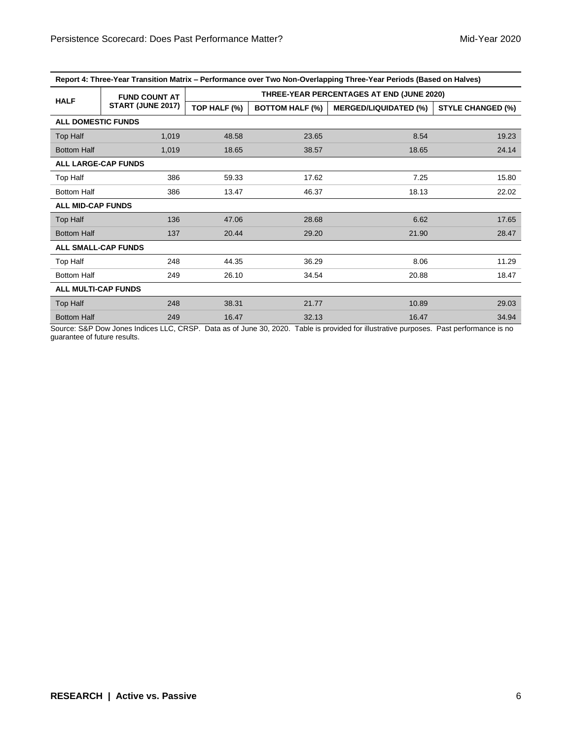| Report 4: Three-Year Transition Matrix – Performance over Two Non-Overlapping Three-Year Periods (Based on Halves) | | | | | | |
|---|---|---|---|---|---|---|
| HALF | FUND COUNT AT START (JUNE 2017) | THREE-YEAR PERCENTAGES AT END (JUNE 2020) | | | | |
| | | TOP HALF (%) | BOTTOM HALF (%) | MERGED/LIQUIDATED (%) | STYLE CHANGED (%) | |
| **ALL DOMESTIC FUNDS** | | | | | | |
| Top Half | 1,019 | 48.58 | 23.65 | 8.54 | 19.23 | |
| Bottom Half | 1,019 | 18.65 | 38.57 | 18.65 | 24.14 | |
| **ALL LARGE-CAP FUNDS** | | | | | | |
| Top Half | 386 | 59.33 | 17.62 | 7.25 | 15.80 | |
| Bottom Half | 386 | 13.47 | 46.37 | 18.13 | 22.02 | |
| **ALL MID-CAP FUNDS** | | | | | | |
| Top Half | 136 | 47.06 | 28.68 | 6.62 | 17.65 | |
| Bottom Half | 137 | 20.44 | 29.20 | 21.90 | 28.47 | |
| **ALL SMALL-CAP FUNDS** | | | | | | |
| Top Half | 248 | 44.35 | 36.29 | 8.06 | 11.29 | |
| Bottom Half | 249 | 26.10 | 34.54 | 20.88 | 18.47 | |
| **ALL MULTI-CAP FUNDS** | | | | | | |
| Top Half | 248 | 38.31 | 21.77 | 10.89 | 29.03 | |
| Bottom Half | 249 | 16.47 | 32.13 | 16.47 | 34.94 | |

Source: S&P Dow Jones Indices LLC, CRSP. Data as of June 30, 2020. Table is provided for illustrative purposes. Past performance is no guarantee of future results.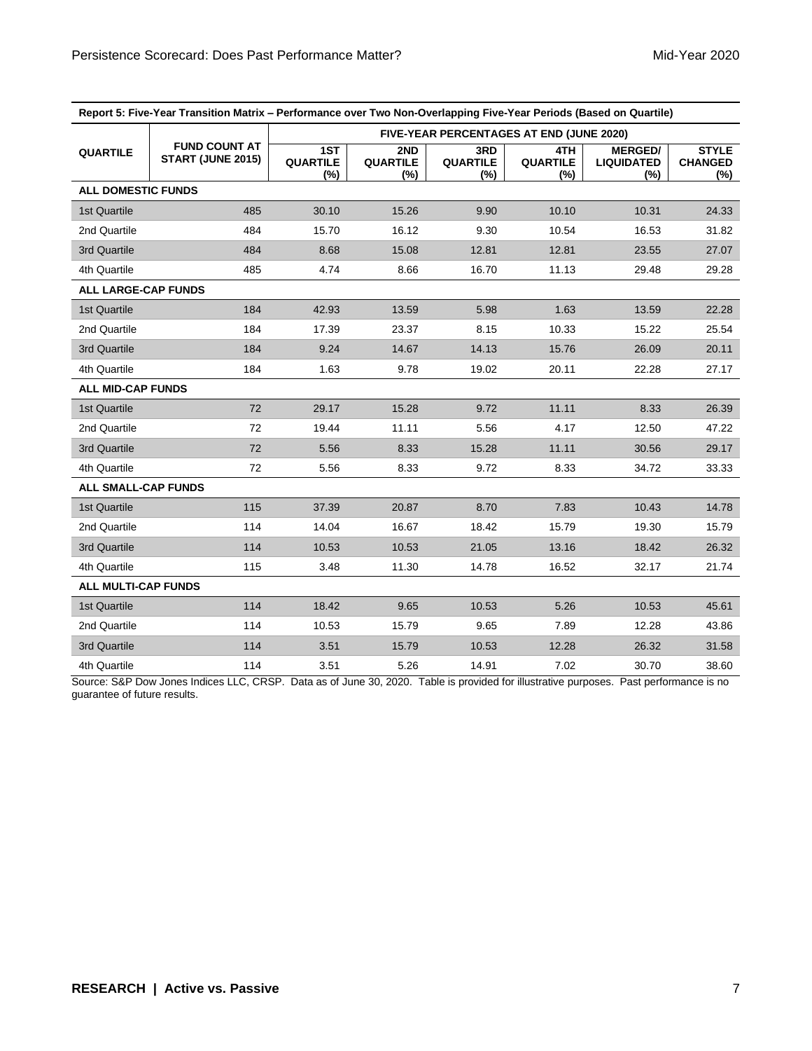**Report 5: Five-Year Transition Matrix – Performance over Two Non-Overlapping Five-Year Periods (Based on Quartile)**

| QUARTILE | FUND COUNT AT START (JUNE 2015) | FIVE-YEAR PERCENTAGES AT END (JUNE 2020) | | | | | |
|---|---|---|---|---|---|---|---|
| | | 1ST QUARTILE (%) | 2ND QUARTILE (%) | 3RD QUARTILE (%) | 4TH QUARTILE (%) | MERGED/ LIQUIDATED (%) | STYLE CHANGED (%) |
| **ALL DOMESTIC FUNDS** | | | | | | | |
| 1st Quartile | 485 | 30.10 | 15.26 | 9.90 | 10.10 | 10.31 | 24.33 |
| 2nd Quartile | 484 | 15.70 | 16.12 | 9.30 | 10.54 | 16.53 | 31.82 |
| 3rd Quartile | 484 | 8.68 | 15.08 | 12.81 | 12.81 | 23.55 | 27.07 |
| 4th Quartile | 485 | 4.74 | 8.66 | 16.70 | 11.13 | 29.48 | 29.28 |
| **ALL LARGE-CAP FUNDS** | | | | | | | |
| 1st Quartile | 184 | 42.93 | 13.59 | 5.98 | 1.63 | 13.59 | 22.28 |
| 2nd Quartile | 184 | 17.39 | 23.37 | 8.15 | 10.33 | 15.22 | 25.54 |
| 3rd Quartile | 184 | 9.24 | 14.67 | 14.13 | 15.76 | 26.09 | 20.11 |
| 4th Quartile | 184 | 1.63 | 9.78 | 19.02 | 20.11 | 22.28 | 27.17 |
| **ALL MID-CAP FUNDS** | | | | | | | |
| 1st Quartile | 72 | 29.17 | 15.28 | 9.72 | 11.11 | 8.33 | 26.39 |
| 2nd Quartile | 72 | 19.44 | 11.11 | 5.56 | 4.17 | 12.50 | 47.22 |
| 3rd Quartile | 72 | 5.56 | 8.33 | 15.28 | 11.11 | 30.56 | 29.17 |
| 4th Quartile | 72 | 5.56 | 8.33 | 9.72 | 8.33 | 34.72 | 33.33 |
| **ALL SMALL-CAP FUNDS** | | | | | | | |
| 1st Quartile | 115 | 37.39 | 20.87 | 8.70 | 7.83 | 10.43 | 14.78 |
| 2nd Quartile | 114 | 14.04 | 16.67 | 18.42 | 15.79 | 19.30 | 15.79 |
| 3rd Quartile | 114 | 10.53 | 10.53 | 21.05 | 13.16 | 18.42 | 26.32 |
| 4th Quartile | 115 | 3.48 | 11.30 | 14.78 | 16.52 | 32.17 | 21.74 |
| **ALL MULTI-CAP FUNDS** | | | | | | | |
| 1st Quartile | 114 | 18.42 | 9.65 | 10.53 | 5.26 | 10.53 | 45.61 |
| 2nd Quartile | 114 | 10.53 | 15.79 | 9.65 | 7.89 | 12.28 | 43.86 |
| 3rd Quartile | 114 | 3.51 | 15.79 | 10.53 | 12.28 | 26.32 | 31.58 |
| 4th Quartile | 114 | 3.51 | 5.26 | 14.91 | 7.02 | 30.70 | 38.60 |

Source: S&P Dow Jones Indices LLC, CRSP. Data as of June 30, 2020. Table is provided for illustrative purposes. Past performance is no guarantee of future results.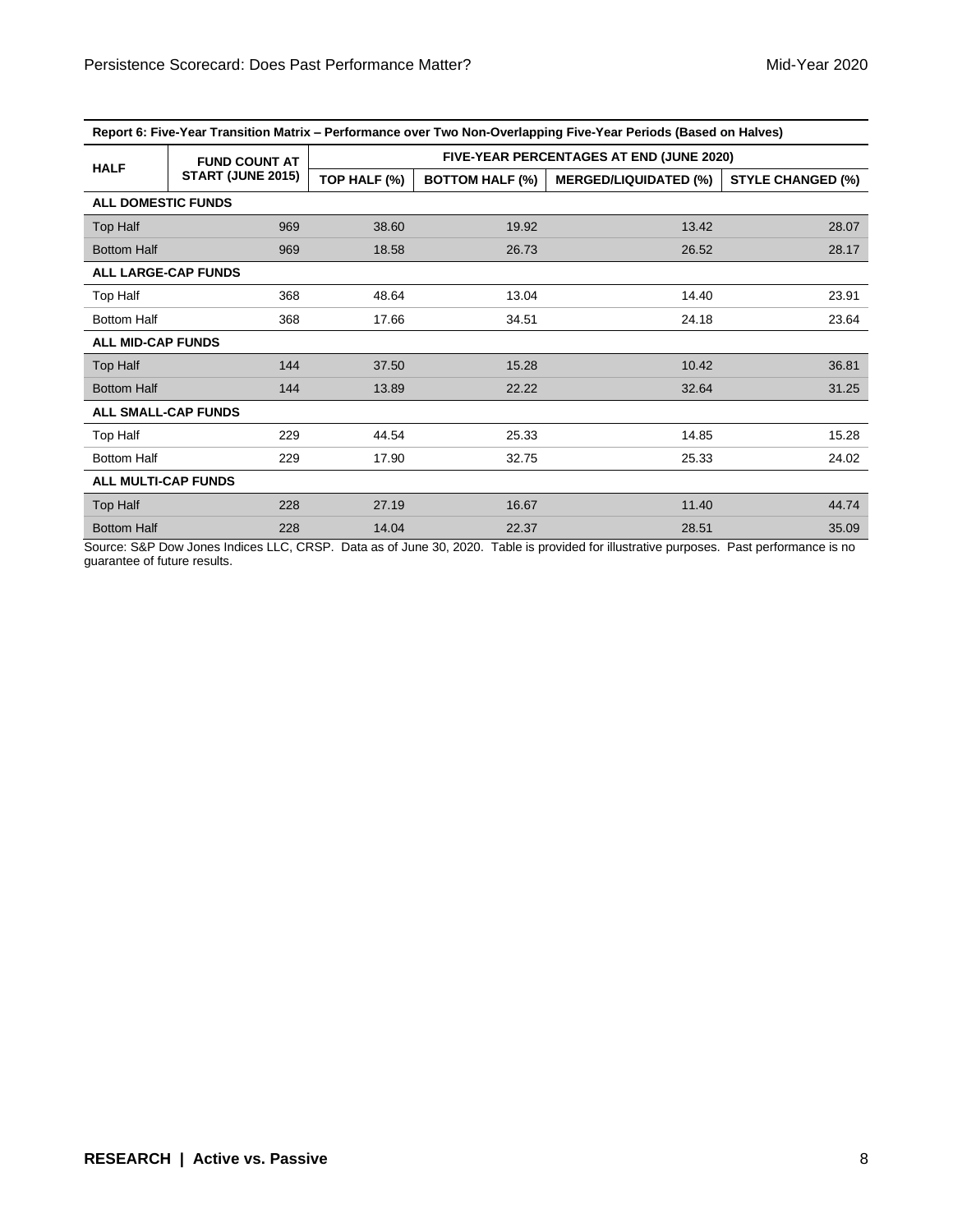**Report 6: Five-Year Transition Matrix – Performance over Two Non-Overlapping Five-Year Periods (Based on Halves)**

| HALF | FUND COUNT AT START (JUNE 2015) | FIVE-YEAR PERCENTAGES AT END (JUNE 2020) | | | |
|---|---|---|---|---|---|
| | | TOP HALF (%) | BOTTOM HALF (%) | MERGED/LIQUIDATED (%) | STYLE CHANGED (%) |
| **ALL DOMESTIC FUNDS** | | | | | |
| Top Half | 969 | 38.60 | 19.92 | 13.42 | 28.07 |
| Bottom Half | 969 | 18.58 | 26.73 | 26.52 | 28.17 |
| **ALL LARGE-CAP FUNDS** | | | | | |
| Top Half | 368 | 48.64 | 13.04 | 14.40 | 23.91 |
| Bottom Half | 368 | 17.66 | 34.51 | 24.18 | 23.64 |
| **ALL MID-CAP FUNDS** | | | | | |
| Top Half | 144 | 37.50 | 15.28 | 10.42 | 36.81 |
| Bottom Half | 144 | 13.89 | 22.22 | 32.64 | 31.25 |
| **ALL SMALL-CAP FUNDS** | | | | | |
| Top Half | 229 | 44.54 | 25.33 | 14.85 | 15.28 |
| Bottom Half | 229 | 17.90 | 32.75 | 25.33 | 24.02 |
| **ALL MULTI-CAP FUNDS** | | | | | |
| Top Half | 228 | 27.19 | 16.67 | 11.40 | 44.74 |
| Bottom Half | 228 | 14.04 | 22.37 | 28.51 | 35.09 |

Source: S&P Dow Jones Indices LLC, CRSP. Data as of June 30, 2020. Table is provided for illustrative purposes. Past performance is no guarantee of future results.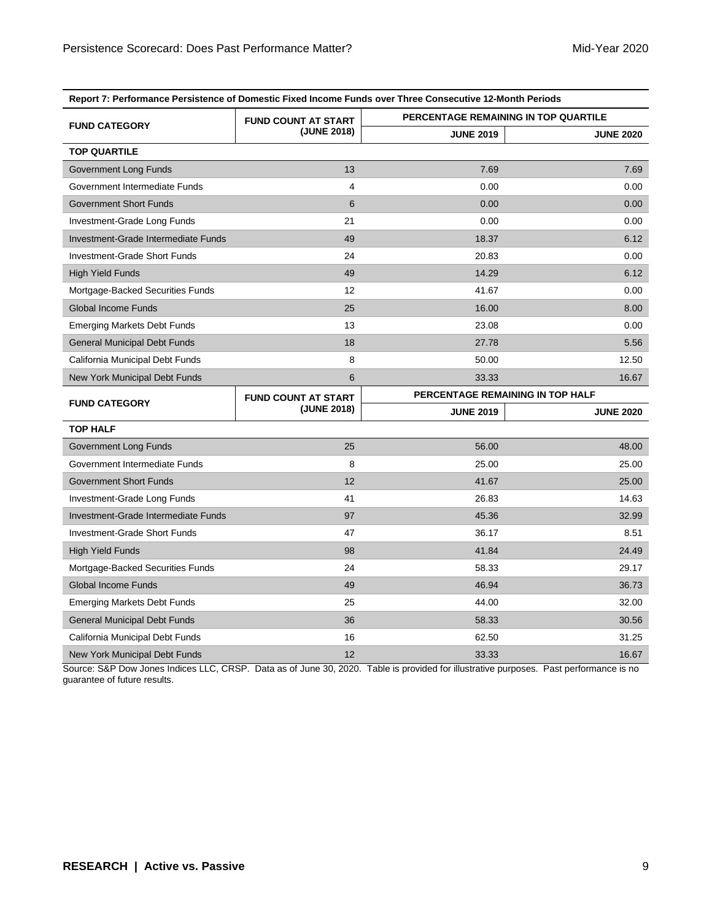**Report 7: Performance Persistence of Domestic Fixed Income Funds over Three Consecutive 12-Month Periods**

| FUND CATEGORY | FUND COUNT AT START (JUNE 2018) | PERCENTAGE REMAINING IN TOP QUARTILE | |
|---|---|---|---|
| | | JUNE 2019 | JUNE 2020 |
| **TOP QUARTILE** | | | |
| Government Long Funds | 13 | 7.69 | 7.69 |
| Government Intermediate Funds | 4 | 0.00 | 0.00 |
| Government Short Funds | 6 | 0.00 | 0.00 |
| Investment-Grade Long Funds | 21 | 0.00 | 0.00 |
| Investment-Grade Intermediate Funds | 49 | 18.37 | 6.12 |
| Investment-Grade Short Funds | 24 | 20.83 | 0.00 |
| High Yield Funds | 49 | 14.29 | 6.12 |
| Mortgage-Backed Securities Funds | 12 | 41.67 | 0.00 |
| Global Income Funds | 25 | 16.00 | 8.00 |
| Emerging Markets Debt Funds | 13 | 23.08 | 0.00 |
| General Municipal Debt Funds | 18 | 27.78 | 5.56 |
| California Municipal Debt Funds | 8 | 50.00 | 12.50 |
| New York Municipal Debt Funds | 6 | 33.33 | 16.67 |

| FUND CATEGORY | FUND COUNT AT START (JUNE 2018) | PERCENTAGE REMAINING IN TOP HALF | |
|---|---|---|---|
| | | JUNE 2019 | JUNE 2020 |
| **TOP HALF** | | | |
| Government Long Funds | 25 | 56.00 | 48.00 |
| Government Intermediate Funds | 8 | 25.00 | 25.00 |
| Government Short Funds | 12 | 41.67 | 25.00 |
| Investment-Grade Long Funds | 41 | 26.83 | 14.63 |
| Investment-Grade Intermediate Funds | 97 | 45.36 | 32.99 |
| Investment-Grade Short Funds | 47 | 36.17 | 8.51 |
| High Yield Funds | 98 | 41.84 | 24.49 |
| Mortgage-Backed Securities Funds | 24 | 58.33 | 29.17 |
| Global Income Funds | 49 | 46.94 | 36.73 |
| Emerging Markets Debt Funds | 25 | 44.00 | 32.00 |
| General Municipal Debt Funds | 36 | 58.33 | 30.56 |
| California Municipal Debt Funds | 16 | 62.50 | 31.25 |
| New York Municipal Debt Funds | 12 | 33.33 | 16.67 |

Source: S&P Dow Jones Indices LLC, CRSP. Data as of June 30, 2020. Table is provided for illustrative purposes. Past performance is no guarantee of future results.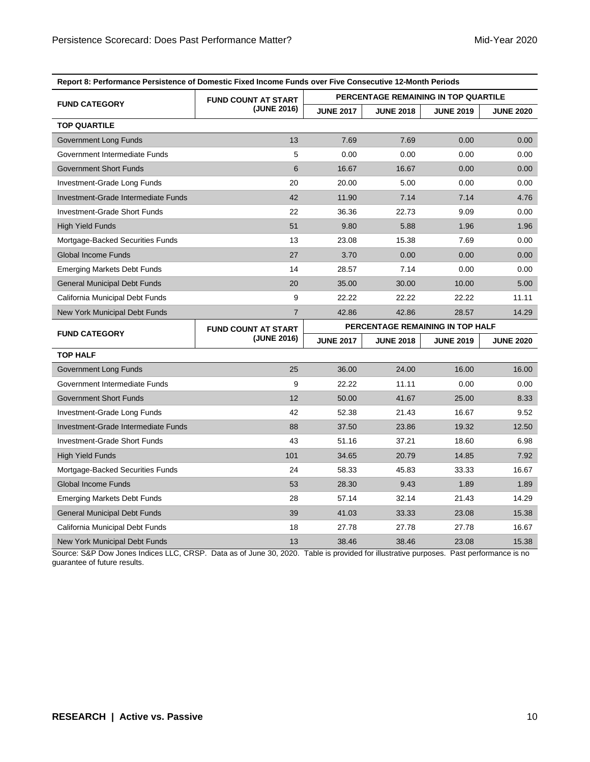**Report 8: Performance Persistence of Domestic Fixed Income Funds over Five Consecutive 12-Month Periods**

| FUND CATEGORY | FUND COUNT AT START (JUNE 2016) | PERCENTAGE REMAINING IN TOP QUARTILE | | | |
|---|---|---|---|---|---|
| | | JUNE 2017 | JUNE 2018 | JUNE 2019 | JUNE 2020 |
| **TOP QUARTILE** | | | | | |
| Government Long Funds | 13 | 7.69 | 7.69 | 0.00 | 0.00 |
| Government Intermediate Funds | 5 | 0.00 | 0.00 | 0.00 | 0.00 |
| Government Short Funds | 6 | 16.67 | 16.67 | 0.00 | 0.00 |
| Investment-Grade Long Funds | 20 | 20.00 | 5.00 | 0.00 | 0.00 |
| Investment-Grade Intermediate Funds | 42 | 11.90 | 7.14 | 7.14 | 4.76 |
| Investment-Grade Short Funds | 22 | 36.36 | 22.73 | 9.09 | 0.00 |
| High Yield Funds | 51 | 9.80 | 5.88 | 1.96 | 1.96 |
| Mortgage-Backed Securities Funds | 13 | 23.08 | 15.38 | 7.69 | 0.00 |
| Global Income Funds | 27 | 3.70 | 0.00 | 0.00 | 0.00 |
| Emerging Markets Debt Funds | 14 | 28.57 | 7.14 | 0.00 | 0.00 |
| General Municipal Debt Funds | 20 | 35.00 | 30.00 | 10.00 | 5.00 |
| California Municipal Debt Funds | 9 | 22.22 | 22.22 | 22.22 | 11.11 |
| New York Municipal Debt Funds | 7 | 42.86 | 42.86 | 28.57 | 14.29 |
| **FUND CATEGORY** | **FUND COUNT AT START (JUNE 2016)** | **PERCENTAGE REMAINING IN TOP HALF** | | | |
| | | **JUNE 2017** | **JUNE 2018** | **JUNE 2019** | **JUNE 2020** |
| **TOP HALF** | | | | | |
| Government Long Funds | 25 | 36.00 | 24.00 | 16.00 | 16.00 |
| Government Intermediate Funds | 9 | 22.22 | 11.11 | 0.00 | 0.00 |
| Government Short Funds | 12 | 50.00 | 41.67 | 25.00 | 8.33 |
| Investment-Grade Long Funds | 42 | 52.38 | 21.43 | 16.67 | 9.52 |
| Investment-Grade Intermediate Funds | 88 | 37.50 | 23.86 | 19.32 | 12.50 |
| Investment-Grade Short Funds | 43 | 51.16 | 37.21 | 18.60 | 6.98 |
| High Yield Funds | 101 | 34.65 | 20.79 | 14.85 | 7.92 |
| Mortgage-Backed Securities Funds | 24 | 58.33 | 45.83 | 33.33 | 16.67 |
| Global Income Funds | 53 | 28.30 | 9.43 | 1.89 | 1.89 |
| Emerging Markets Debt Funds | 28 | 57.14 | 32.14 | 21.43 | 14.29 |
| General Municipal Debt Funds | 39 | 41.03 | 33.33 | 23.08 | 15.38 |
| California Municipal Debt Funds | 18 | 27.78 | 27.78 | 27.78 | 16.67 |
| New York Municipal Debt Funds | 13 | 38.46 | 38.46 | 23.08 | 15.38 |

Source: S&P Dow Jones Indices LLC, CRSP. Data as of June 30, 2020. Table is provided for illustrative purposes. Past performance is no guarantee of future results.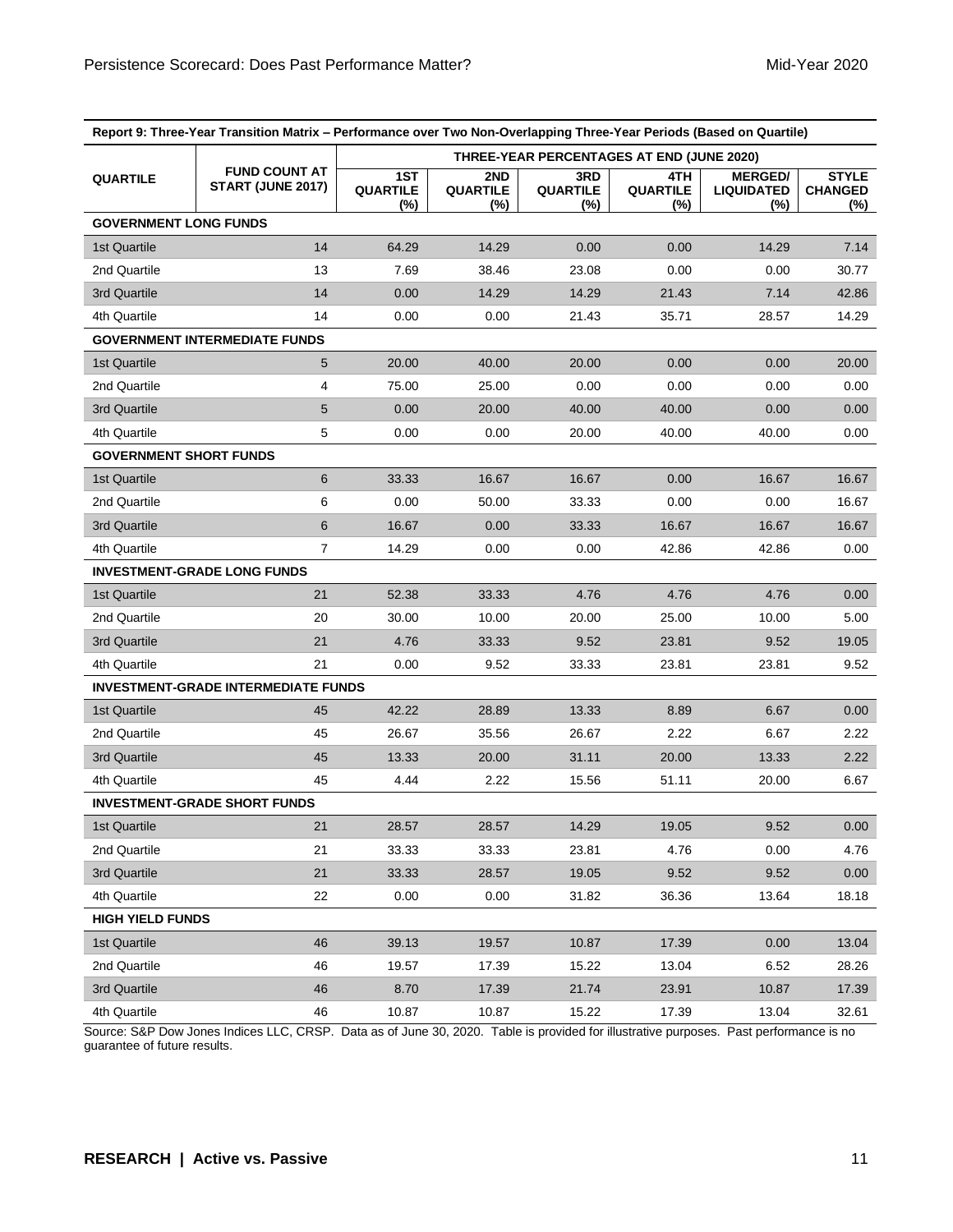**Report 9: Three-Year Transition Matrix – Performance over Two Non-Overlapping Three-Year Periods (Based on Quartile)**

| QUARTILE | FUND COUNT AT START (JUNE 2017) | THREE-YEAR PERCENTAGES AT END (JUNE 2020) | | | | | |
|---|---|---|---|---|---|---|---|
| | | 1ST QUARTILE (%) | 2ND QUARTILE (%) | 3RD QUARTILE (%) | 4TH QUARTILE (%) | MERGED/ LIQUIDATED (%) | STYLE CHANGED (%) |
| **GOVERNMENT LONG FUNDS** | | | | | | | |
| 1st Quartile | 14 | 64.29 | 14.29 | 0.00 | 0.00 | 14.29 | 7.14 |
| 2nd Quartile | 13 | 7.69 | 38.46 | 23.08 | 0.00 | 0.00 | 30.77 |
| 3rd Quartile | 14 | 0.00 | 14.29 | 14.29 | 21.43 | 7.14 | 42.86 |
| 4th Quartile | 14 | 0.00 | 0.00 | 21.43 | 35.71 | 28.57 | 14.29 |
| **GOVERNMENT INTERMEDIATE FUNDS** | | | | | | | |
| 1st Quartile | 5 | 20.00 | 40.00 | 20.00 | 0.00 | 0.00 | 20.00 |
| 2nd Quartile | 4 | 75.00 | 25.00 | 0.00 | 0.00 | 0.00 | 0.00 |
| 3rd Quartile | 5 | 0.00 | 20.00 | 40.00 | 40.00 | 0.00 | 0.00 |
| 4th Quartile | 5 | 0.00 | 0.00 | 20.00 | 40.00 | 40.00 | 0.00 |
| **GOVERNMENT SHORT FUNDS** | | | | | | | |
| 1st Quartile | 6 | 33.33 | 16.67 | 16.67 | 0.00 | 16.67 | 16.67 |
| 2nd Quartile | 6 | 0.00 | 50.00 | 33.33 | 0.00 | 0.00 | 16.67 |
| 3rd Quartile | 6 | 16.67 | 0.00 | 33.33 | 16.67 | 16.67 | 16.67 |
| 4th Quartile | 7 | 14.29 | 0.00 | 0.00 | 42.86 | 42.86 | 0.00 |
| **INVESTMENT-GRADE LONG FUNDS** | | | | | | | |
| 1st Quartile | 21 | 52.38 | 33.33 | 4.76 | 4.76 | 4.76 | 0.00 |
| 2nd Quartile | 20 | 30.00 | 10.00 | 20.00 | 25.00 | 10.00 | 5.00 |
| 3rd Quartile | 21 | 4.76 | 33.33 | 9.52 | 23.81 | 9.52 | 19.05 |
| 4th Quartile | 21 | 0.00 | 9.52 | 33.33 | 23.81 | 23.81 | 9.52 |
| **INVESTMENT-GRADE INTERMEDIATE FUNDS** | | | | | | | |
| 1st Quartile | 45 | 42.22 | 28.89 | 13.33 | 8.89 | 6.67 | 0.00 |
| 2nd Quartile | 45 | 26.67 | 35.56 | 26.67 | 2.22 | 6.67 | 2.22 |
| 3rd Quartile | 45 | 13.33 | 20.00 | 31.11 | 20.00 | 13.33 | 2.22 |
| 4th Quartile | 45 | 4.44 | 2.22 | 15.56 | 51.11 | 20.00 | 6.67 |
| **INVESTMENT-GRADE SHORT FUNDS** | | | | | | | |
| 1st Quartile | 21 | 28.57 | 28.57 | 14.29 | 19.05 | 9.52 | 0.00 |
| 2nd Quartile | 21 | 33.33 | 33.33 | 23.81 | 4.76 | 0.00 | 4.76 |
| 3rd Quartile | 21 | 33.33 | 28.57 | 19.05 | 9.52 | 9.52 | 0.00 |
| 4th Quartile | 22 | 0.00 | 0.00 | 31.82 | 36.36 | 13.64 | 18.18 |
| **HIGH YIELD FUNDS** | | | | | | | |
| 1st Quartile | 46 | 39.13 | 19.57 | 10.87 | 17.39 | 0.00 | 13.04 |
| 2nd Quartile | 46 | 19.57 | 17.39 | 15.22 | 13.04 | 6.52 | 28.26 |
| 3rd Quartile | 46 | 8.70 | 17.39 | 21.74 | 23.91 | 10.87 | 17.39 |
| 4th Quartile | 46 | 10.87 | 10.87 | 15.22 | 17.39 | 13.04 | 32.61 |

Source: S&P Dow Jones Indices LLC, CRSP. Data as of June 30, 2020. Table is provided for illustrative purposes. Past performance is no guarantee of future results.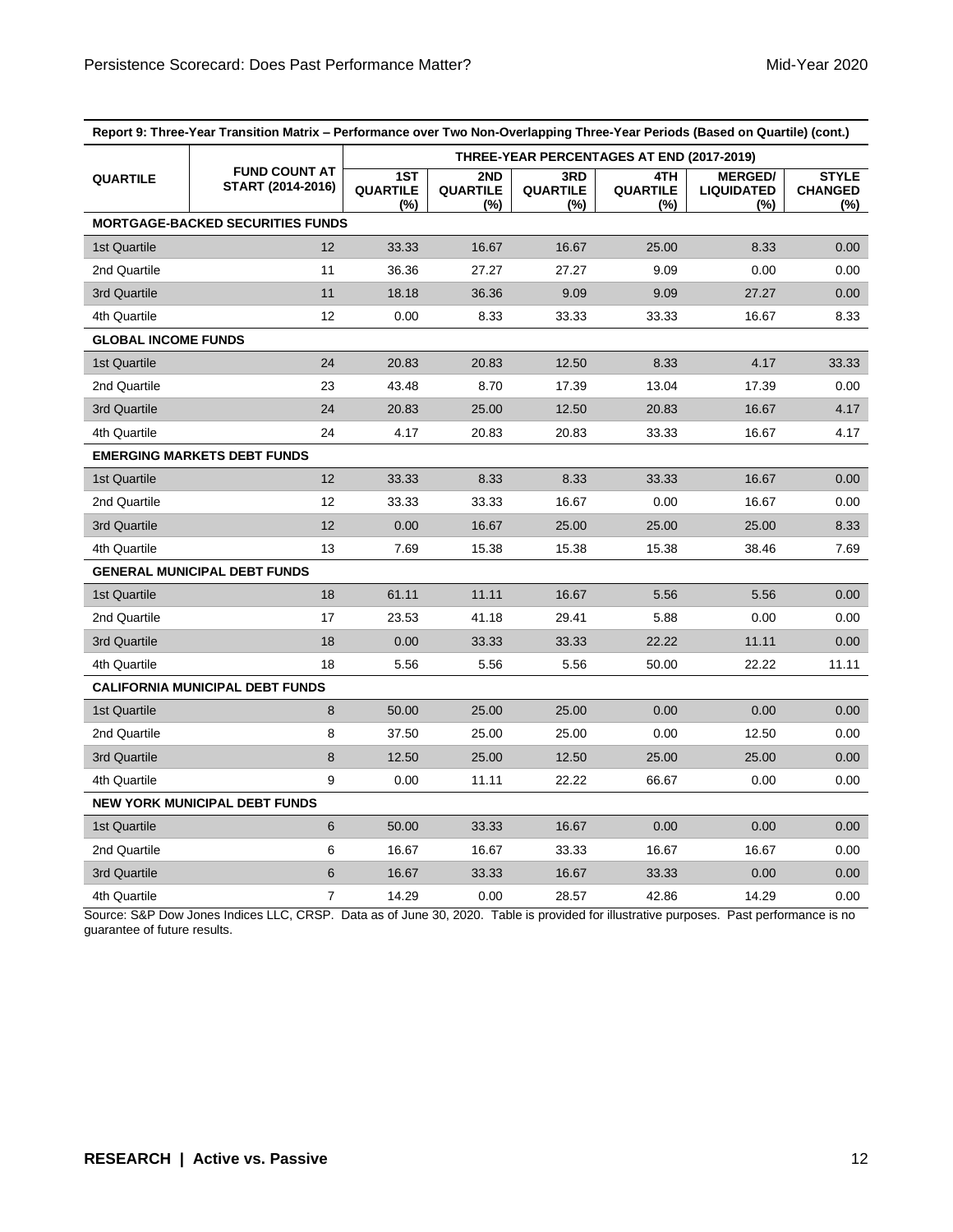**Report 9: Three-Year Transition Matrix – Performance over Two Non-Overlapping Three-Year Periods (Based on Quartile) (cont.)**

| QUARTILE | FUND COUNT AT START (2014-2016) | THREE-YEAR PERCENTAGES AT END (2017-2019) | | | | | |
|---|---|---|---|---|---|---|---|
| | | 1ST QUARTILE (%) | 2ND QUARTILE (%) | 3RD QUARTILE (%) | 4TH QUARTILE (%) | MERGED/ LIQUIDATED (%) | STYLE CHANGED (%) |
| **MORTGAGE-BACKED SECURITIES FUNDS** | | | | | | | |
| 1st Quartile | 12 | 33.33 | 16.67 | 16.67 | 25.00 | 8.33 | 0.00 |
| 2nd Quartile | 11 | 36.36 | 27.27 | 27.27 | 9.09 | 0.00 | 0.00 |
| 3rd Quartile | 11 | 18.18 | 36.36 | 9.09 | 9.09 | 27.27 | 0.00 |
| 4th Quartile | 12 | 0.00 | 8.33 | 33.33 | 33.33 | 16.67 | 8.33 |
| **GLOBAL INCOME FUNDS** | | | | | | | |
| 1st Quartile | 24 | 20.83 | 20.83 | 12.50 | 8.33 | 4.17 | 33.33 |
| 2nd Quartile | 23 | 43.48 | 8.70 | 17.39 | 13.04 | 17.39 | 0.00 |
| 3rd Quartile | 24 | 20.83 | 25.00 | 12.50 | 20.83 | 16.67 | 4.17 |
| 4th Quartile | 24 | 4.17 | 20.83 | 20.83 | 33.33 | 16.67 | 4.17 |
| **EMERGING MARKETS DEBT FUNDS** | | | | | | | |
| 1st Quartile | 12 | 33.33 | 8.33 | 8.33 | 33.33 | 16.67 | 0.00 |
| 2nd Quartile | 12 | 33.33 | 33.33 | 16.67 | 0.00 | 16.67 | 0.00 |
| 3rd Quartile | 12 | 0.00 | 16.67 | 25.00 | 25.00 | 25.00 | 8.33 |
| 4th Quartile | 13 | 7.69 | 15.38 | 15.38 | 15.38 | 38.46 | 7.69 |
| **GENERAL MUNICIPAL DEBT FUNDS** | | | | | | | |
| 1st Quartile | 18 | 61.11 | 11.11 | 16.67 | 5.56 | 5.56 | 0.00 |
| 2nd Quartile | 17 | 23.53 | 41.18 | 29.41 | 5.88 | 0.00 | 0.00 |
| 3rd Quartile | 18 | 0.00 | 33.33 | 33.33 | 22.22 | 11.11 | 0.00 |
| 4th Quartile | 18 | 5.56 | 5.56 | 5.56 | 50.00 | 22.22 | 11.11 |
| **CALIFORNIA MUNICIPAL DEBT FUNDS** | | | | | | | |
| 1st Quartile | 8 | 50.00 | 25.00 | 25.00 | 0.00 | 0.00 | 0.00 |
| 2nd Quartile | 8 | 37.50 | 25.00 | 25.00 | 0.00 | 12.50 | 0.00 |
| 3rd Quartile | 8 | 12.50 | 25.00 | 12.50 | 25.00 | 25.00 | 0.00 |
| 4th Quartile | 9 | 0.00 | 11.11 | 22.22 | 66.67 | 0.00 | 0.00 |
| **NEW YORK MUNICIPAL DEBT FUNDS** | | | | | | | |
| 1st Quartile | 6 | 50.00 | 33.33 | 16.67 | 0.00 | 0.00 | 0.00 |
| 2nd Quartile | 6 | 16.67 | 16.67 | 33.33 | 16.67 | 16.67 | 0.00 |
| 3rd Quartile | 6 | 16.67 | 33.33 | 16.67 | 33.33 | 0.00 | 0.00 |
| 4th Quartile | 7 | 14.29 | 0.00 | 28.57 | 42.86 | 14.29 | 0.00 |

Source: S&P Dow Jones Indices LLC, CRSP. Data as of June 30, 2020. Table is provided for illustrative purposes. Past performance is no guarantee of future results.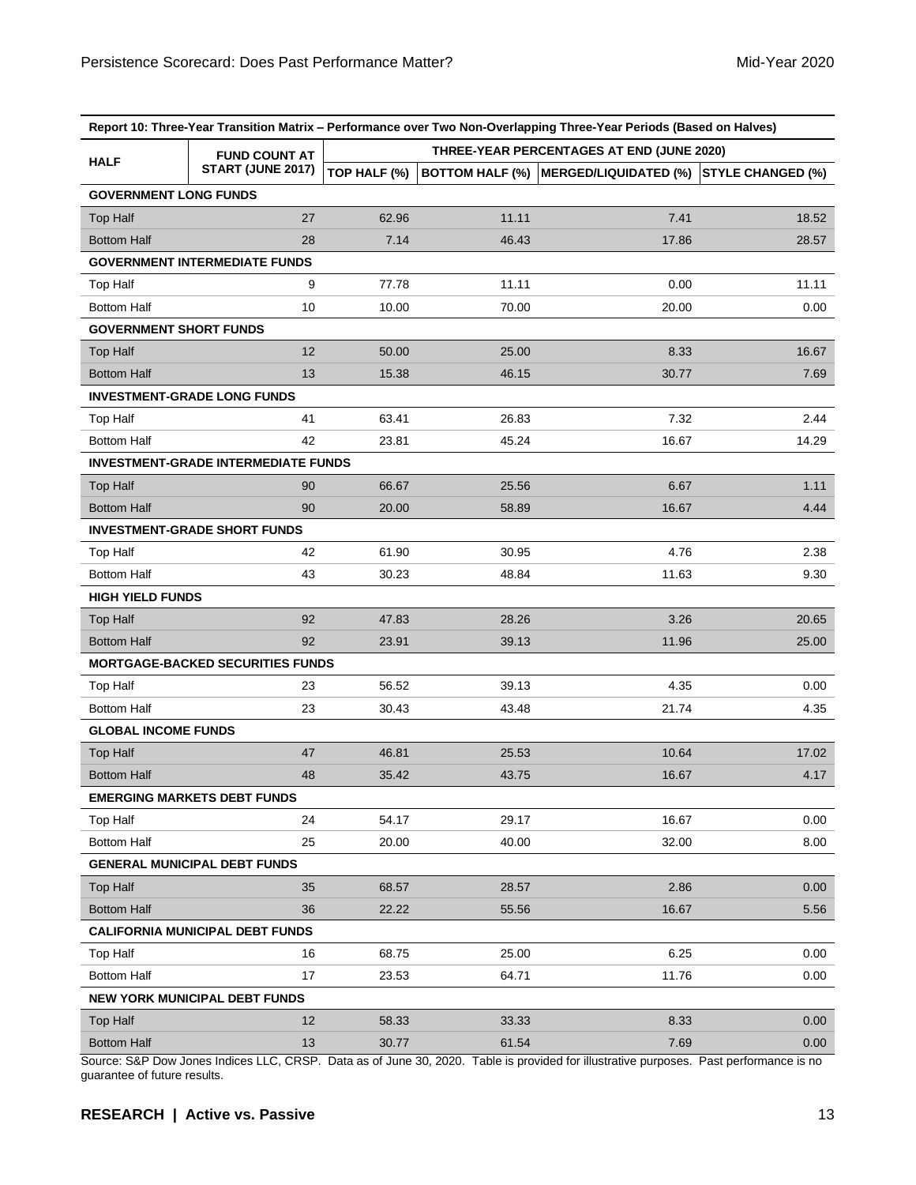| Report 10: Three-Year Transition Matrix – Performance over Two Non-Overlapping Three-Year Periods (Based on Halves) | | | | | |
|---|---|---|---|---|---|
| HALF | FUND COUNT AT START (JUNE 2017) | THREE-YEAR PERCENTAGES AT END (JUNE 2020) | | | |
| | | TOP HALF (%) | BOTTOM HALF (%) | MERGED/LIQUIDATED (%) | STYLE CHANGED (%) |
| **GOVERNMENT LONG FUNDS** | | | | | |
| Top Half | 27 | 62.96 | 11.11 | 7.41 | 18.52 |
| Bottom Half | 28 | 7.14 | 46.43 | 17.86 | 28.57 |
| **GOVERNMENT INTERMEDIATE FUNDS** | | | | | |
| Top Half | 9 | 77.78 | 11.11 | 0.00 | 11.11 |
| Bottom Half | 10 | 10.00 | 70.00 | 20.00 | 0.00 |
| **GOVERNMENT SHORT FUNDS** | | | | | |
| Top Half | 12 | 50.00 | 25.00 | 8.33 | 16.67 |
| Bottom Half | 13 | 15.38 | 46.15 | 30.77 | 7.69 |
| **INVESTMENT-GRADE LONG FUNDS** | | | | | |
| Top Half | 41 | 63.41 | 26.83 | 7.32 | 2.44 |
| Bottom Half | 42 | 23.81 | 45.24 | 16.67 | 14.29 |
| **INVESTMENT-GRADE INTERMEDIATE FUNDS** | | | | | |
| Top Half | 90 | 66.67 | 25.56 | 6.67 | 1.11 |
| Bottom Half | 90 | 20.00 | 58.89 | 16.67 | 4.44 |
| **INVESTMENT-GRADE SHORT FUNDS** | | | | | |
| Top Half | 42 | 61.90 | 30.95 | 4.76 | 2.38 |
| Bottom Half | 43 | 30.23 | 48.84 | 11.63 | 9.30 |
| **HIGH YIELD FUNDS** | | | | | |
| Top Half | 92 | 47.83 | 28.26 | 3.26 | 20.65 |
| Bottom Half | 92 | 23.91 | 39.13 | 11.96 | 25.00 |
| **MORTGAGE-BACKED SECURITIES FUNDS** | | | | | |
| Top Half | 23 | 56.52 | 39.13 | 4.35 | 0.00 |
| Bottom Half | 23 | 30.43 | 43.48 | 21.74 | 4.35 |
| **GLOBAL INCOME FUNDS** | | | | | |
| Top Half | 47 | 46.81 | 25.53 | 10.64 | 17.02 |
| Bottom Half | 48 | 35.42 | 43.75 | 16.67 | 4.17 |
| **EMERGING MARKETS DEBT FUNDS** | | | | | |
| Top Half | 24 | 54.17 | 29.17 | 16.67 | 0.00 |
| Bottom Half | 25 | 20.00 | 40.00 | 32.00 | 8.00 |
| **GENERAL MUNICIPAL DEBT FUNDS** | | | | | |
| Top Half | 35 | 68.57 | 28.57 | 2.86 | 0.00 |
| Bottom Half | 36 | 22.22 | 55.56 | 16.67 | 5.56 |
| **CALIFORNIA MUNICIPAL DEBT FUNDS** | | | | | |
| Top Half | 16 | 68.75 | 25.00 | 6.25 | 0.00 |
| Bottom Half | 17 | 23.53 | 64.71 | 11.76 | 0.00 |
| **NEW YORK MUNICIPAL DEBT FUNDS** | | | | | |
| Top Half | 12 | 58.33 | 33.33 | 8.33 | 0.00 |
| Bottom Half | 13 | 30.77 | 61.54 | 7.69 | 0.00 |

Source: S&P Dow Jones Indices LLC, CRSP. Data as of June 30, 2020. Table is provided for illustrative purposes. Past performance is no guarantee of future results.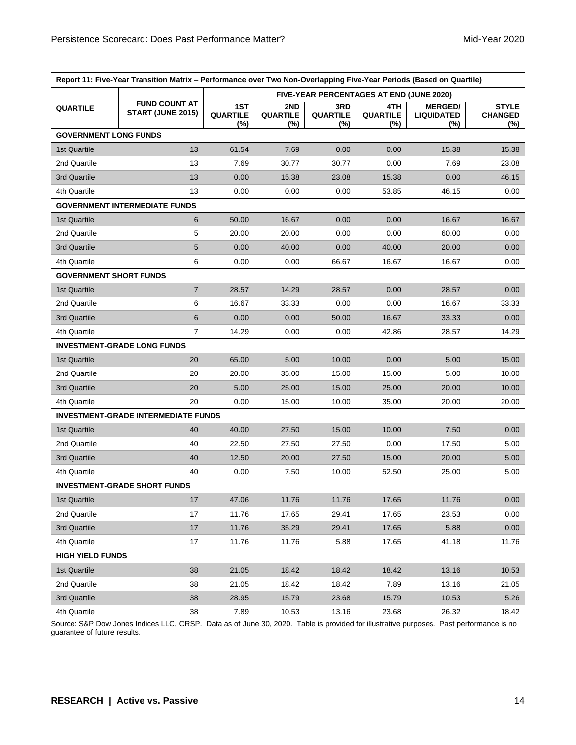**Report 11: Five-Year Transition Matrix – Performance over Two Non-Overlapping Five-Year Periods (Based on Quartile)**

| QUARTILE | FUND COUNT AT START (JUNE 2015) | FIVE-YEAR PERCENTAGES AT END (JUNE 2020) | | | | | |
|---|---|---|---|---|---|---|---|
| | | 1ST QUARTILE (%) | 2ND QUARTILE (%) | 3RD QUARTILE (%) | 4TH QUARTILE (%) | MERGED/ LIQUIDATED (%) | STYLE CHANGED (%) |
| **GOVERNMENT LONG FUNDS** | | | | | | | |
| 1st Quartile | 13 | 61.54 | 7.69 | 0.00 | 0.00 | 15.38 | 15.38 |
| 2nd Quartile | 13 | 7.69 | 30.77 | 30.77 | 0.00 | 7.69 | 23.08 |
| 3rd Quartile | 13 | 0.00 | 15.38 | 23.08 | 15.38 | 0.00 | 46.15 |
| 4th Quartile | 13 | 0.00 | 0.00 | 0.00 | 53.85 | 46.15 | 0.00 |
| **GOVERNMENT INTERMEDIATE FUNDS** | | | | | | | |
| 1st Quartile | 6 | 50.00 | 16.67 | 0.00 | 0.00 | 16.67 | 16.67 |
| 2nd Quartile | 5 | 20.00 | 20.00 | 0.00 | 0.00 | 60.00 | 0.00 |
| 3rd Quartile | 5 | 0.00 | 40.00 | 0.00 | 40.00 | 20.00 | 0.00 |
| 4th Quartile | 6 | 0.00 | 0.00 | 66.67 | 16.67 | 16.67 | 0.00 |
| **GOVERNMENT SHORT FUNDS** | | | | | | | |
| 1st Quartile | 7 | 28.57 | 14.29 | 28.57 | 0.00 | 28.57 | 0.00 |
| 2nd Quartile | 6 | 16.67 | 33.33 | 0.00 | 0.00 | 16.67 | 33.33 |
| 3rd Quartile | 6 | 0.00 | 0.00 | 50.00 | 16.67 | 33.33 | 0.00 |
| 4th Quartile | 7 | 14.29 | 0.00 | 0.00 | 42.86 | 28.57 | 14.29 |
| **INVESTMENT-GRADE LONG FUNDS** | | | | | | | |
| 1st Quartile | 20 | 65.00 | 5.00 | 10.00 | 0.00 | 5.00 | 15.00 |
| 2nd Quartile | 20 | 20.00 | 35.00 | 15.00 | 15.00 | 5.00 | 10.00 |
| 3rd Quartile | 20 | 5.00 | 25.00 | 15.00 | 25.00 | 20.00 | 10.00 |
| 4th Quartile | 20 | 0.00 | 15.00 | 10.00 | 35.00 | 20.00 | 20.00 |
| **INVESTMENT-GRADE INTERMEDIATE FUNDS** | | | | | | | |
| 1st Quartile | 40 | 40.00 | 27.50 | 15.00 | 10.00 | 7.50 | 0.00 |
| 2nd Quartile | 40 | 22.50 | 27.50 | 27.50 | 0.00 | 17.50 | 5.00 |
| 3rd Quartile | 40 | 12.50 | 20.00 | 27.50 | 15.00 | 20.00 | 5.00 |
| 4th Quartile | 40 | 0.00 | 7.50 | 10.00 | 52.50 | 25.00 | 5.00 |
| **INVESTMENT-GRADE SHORT FUNDS** | | | | | | | |
| 1st Quartile | 17 | 47.06 | 11.76 | 11.76 | 17.65 | 11.76 | 0.00 |
| 2nd Quartile | 17 | 11.76 | 17.65 | 29.41 | 17.65 | 23.53 | 0.00 |
| 3rd Quartile | 17 | 11.76 | 35.29 | 29.41 | 17.65 | 5.88 | 0.00 |
| 4th Quartile | 17 | 11.76 | 11.76 | 5.88 | 17.65 | 41.18 | 11.76 |
| **HIGH YIELD FUNDS** | | | | | | | |
| 1st Quartile | 38 | 21.05 | 18.42 | 18.42 | 18.42 | 13.16 | 10.53 |
| 2nd Quartile | 38 | 21.05 | 18.42 | 18.42 | 7.89 | 13.16 | 21.05 |
| 3rd Quartile | 38 | 28.95 | 15.79 | 23.68 | 15.79 | 10.53 | 5.26 |
| 4th Quartile | 38 | 7.89 | 10.53 | 13.16 | 23.68 | 26.32 | 18.42 |

Source: S&P Dow Jones Indices LLC, CRSP. Data as of June 30, 2020. Table is provided for illustrative purposes. Past performance is no guarantee of future results.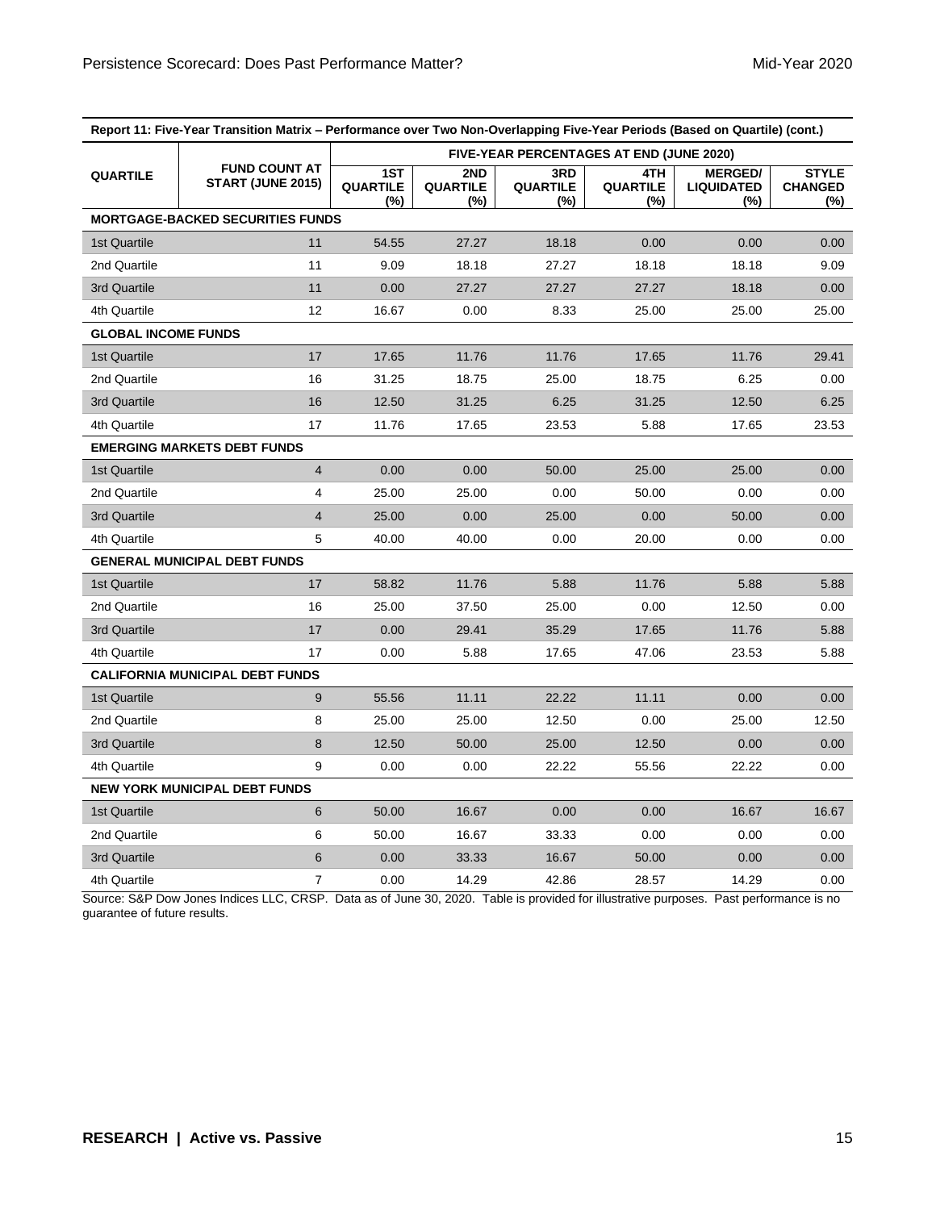**Report 11: Five-Year Transition Matrix – Performance over Two Non-Overlapping Five-Year Periods (Based on Quartile) (cont.)**

| QUARTILE | FUND COUNT AT START (JUNE 2015) | FIVE-YEAR PERCENTAGES AT END (JUNE 2020) | | | | | |
|---|---|---|---|---|---|---|---|
| | | 1ST QUARTILE (%) | 2ND QUARTILE (%) | 3RD QUARTILE (%) | 4TH QUARTILE (%) | MERGED/ LIQUIDATED (%) | STYLE CHANGED (%) |
| **MORTGAGE-BACKED SECURITIES FUNDS** | | | | | | | |
| 1st Quartile | 11 | 54.55 | 27.27 | 18.18 | 0.00 | 0.00 | 0.00 |
| 2nd Quartile | 11 | 9.09 | 18.18 | 27.27 | 18.18 | 18.18 | 9.09 |
| 3rd Quartile | 11 | 0.00 | 27.27 | 27.27 | 27.27 | 18.18 | 0.00 |
| 4th Quartile | 12 | 16.67 | 0.00 | 8.33 | 25.00 | 25.00 | 25.00 |
| **GLOBAL INCOME FUNDS** | | | | | | | |
| 1st Quartile | 17 | 17.65 | 11.76 | 11.76 | 17.65 | 11.76 | 29.41 |
| 2nd Quartile | 16 | 31.25 | 18.75 | 25.00 | 18.75 | 6.25 | 0.00 |
| 3rd Quartile | 16 | 12.50 | 31.25 | 6.25 | 31.25 | 12.50 | 6.25 |
| 4th Quartile | 17 | 11.76 | 17.65 | 23.53 | 5.88 | 17.65 | 23.53 |
| **EMERGING MARKETS DEBT FUNDS** | | | | | | | |
| 1st Quartile | 4 | 0.00 | 0.00 | 50.00 | 25.00 | 25.00 | 0.00 |
| 2nd Quartile | 4 | 25.00 | 25.00 | 0.00 | 50.00 | 0.00 | 0.00 |
| 3rd Quartile | 4 | 25.00 | 0.00 | 25.00 | 0.00 | 50.00 | 0.00 |
| 4th Quartile | 5 | 40.00 | 40.00 | 0.00 | 20.00 | 0.00 | 0.00 |
| **GENERAL MUNICIPAL DEBT FUNDS** | | | | | | | |
| 1st Quartile | 17 | 58.82 | 11.76 | 5.88 | 11.76 | 5.88 | 5.88 |
| 2nd Quartile | 16 | 25.00 | 37.50 | 25.00 | 0.00 | 12.50 | 0.00 |
| 3rd Quartile | 17 | 0.00 | 29.41 | 35.29 | 17.65 | 11.76 | 5.88 |
| 4th Quartile | 17 | 0.00 | 5.88 | 17.65 | 47.06 | 23.53 | 5.88 |
| **CALIFORNIA MUNICIPAL DEBT FUNDS** | | | | | | | |
| 1st Quartile | 9 | 55.56 | 11.11 | 22.22 | 11.11 | 0.00 | 0.00 |
| 2nd Quartile | 8 | 25.00 | 25.00 | 12.50 | 0.00 | 25.00 | 12.50 |
| 3rd Quartile | 8 | 12.50 | 50.00 | 25.00 | 12.50 | 0.00 | 0.00 |
| 4th Quartile | 9 | 0.00 | 0.00 | 22.22 | 55.56 | 22.22 | 0.00 |
| **NEW YORK MUNICIPAL DEBT FUNDS** | | | | | | | |
| 1st Quartile | 6 | 50.00 | 16.67 | 0.00 | 0.00 | 16.67 | 16.67 |
| 2nd Quartile | 6 | 50.00 | 16.67 | 33.33 | 0.00 | 0.00 | 0.00 |
| 3rd Quartile | 6 | 0.00 | 33.33 | 16.67 | 50.00 | 0.00 | 0.00 |
| 4th Quartile | 7 | 0.00 | 14.29 | 42.86 | 28.57 | 14.29 | 0.00 |

Source: S&P Dow Jones Indices LLC, CRSP. Data as of June 30, 2020. Table is provided for illustrative purposes. Past performance is no guarantee of future results.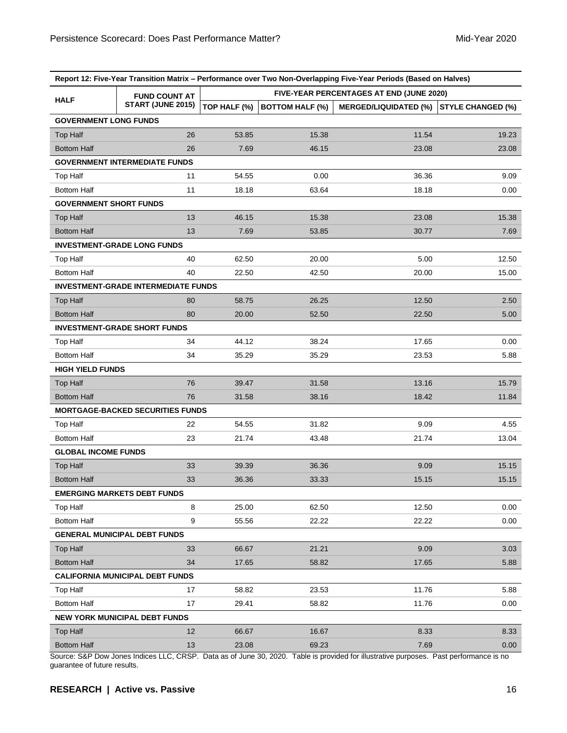| Report 12: Five-Year Transition Matrix – Performance over Two Non-Overlapping Five-Year Periods (Based on Halves) | | | | | |
|---|---|---|---|---|---|
| HALF | FUND COUNT AT START (JUNE 2015) | FIVE-YEAR PERCENTAGES AT END (JUNE 2020) | | | |
| | | TOP HALF (%) | BOTTOM HALF (%) | MERGED/LIQUIDATED (%) | STYLE CHANGED (%) |
| **GOVERNMENT LONG FUNDS** | | | | | |
| Top Half | 26 | 53.85 | 15.38 | 11.54 | 19.23 |
| Bottom Half | 26 | 7.69 | 46.15 | 23.08 | 23.08 |
| **GOVERNMENT INTERMEDIATE FUNDS** | | | | | |
| Top Half | 11 | 54.55 | 0.00 | 36.36 | 9.09 |
| Bottom Half | 11 | 18.18 | 63.64 | 18.18 | 0.00 |
| **GOVERNMENT SHORT FUNDS** | | | | | |
| Top Half | 13 | 46.15 | 15.38 | 23.08 | 15.38 |
| Bottom Half | 13 | 7.69 | 53.85 | 30.77 | 7.69 |
| **INVESTMENT-GRADE LONG FUNDS** | | | | | |
| Top Half | 40 | 62.50 | 20.00 | 5.00 | 12.50 |
| Bottom Half | 40 | 22.50 | 42.50 | 20.00 | 15.00 |
| **INVESTMENT-GRADE INTERMEDIATE FUNDS** | | | | | |
| Top Half | 80 | 58.75 | 26.25 | 12.50 | 2.50 |
| Bottom Half | 80 | 20.00 | 52.50 | 22.50 | 5.00 |
| **INVESTMENT-GRADE SHORT FUNDS** | | | | | |
| Top Half | 34 | 44.12 | 38.24 | 17.65 | 0.00 |
| Bottom Half | 34 | 35.29 | 35.29 | 23.53 | 5.88 |
| **HIGH YIELD FUNDS** | | | | | |
| Top Half | 76 | 39.47 | 31.58 | 13.16 | 15.79 |
| Bottom Half | 76 | 31.58 | 38.16 | 18.42 | 11.84 |
| **MORTGAGE-BACKED SECURITIES FUNDS** | | | | | |
| Top Half | 22 | 54.55 | 31.82 | 9.09 | 4.55 |
| Bottom Half | 23 | 21.74 | 43.48 | 21.74 | 13.04 |
| **GLOBAL INCOME FUNDS** | | | | | |
| Top Half | 33 | 39.39 | 36.36 | 9.09 | 15.15 |
| Bottom Half | 33 | 36.36 | 33.33 | 15.15 | 15.15 |
| **EMERGING MARKETS DEBT FUNDS** | | | | | |
| Top Half | 8 | 25.00 | 62.50 | 12.50 | 0.00 |
| Bottom Half | 9 | 55.56 | 22.22 | 22.22 | 0.00 |
| **GENERAL MUNICIPAL DEBT FUNDS** | | | | | |
| Top Half | 33 | 66.67 | 21.21 | 9.09 | 3.03 |
| Bottom Half | 34 | 17.65 | 58.82 | 17.65 | 5.88 |
| **CALIFORNIA MUNICIPAL DEBT FUNDS** | | | | | |
| Top Half | 17 | 58.82 | 23.53 | 11.76 | 5.88 |
| Bottom Half | 17 | 29.41 | 58.82 | 11.76 | 0.00 |
| **NEW YORK MUNICIPAL DEBT FUNDS** | | | | | |
| Top Half | 12 | 66.67 | 16.67 | 8.33 | 8.33 |
| Bottom Half | 13 | 23.08 | 69.23 | 7.69 | 0.00 |

Source: S&P Dow Jones Indices LLC, CRSP. Data as of June 30, 2020. Table is provided for illustrative purposes. Past performance is no guarantee of future results.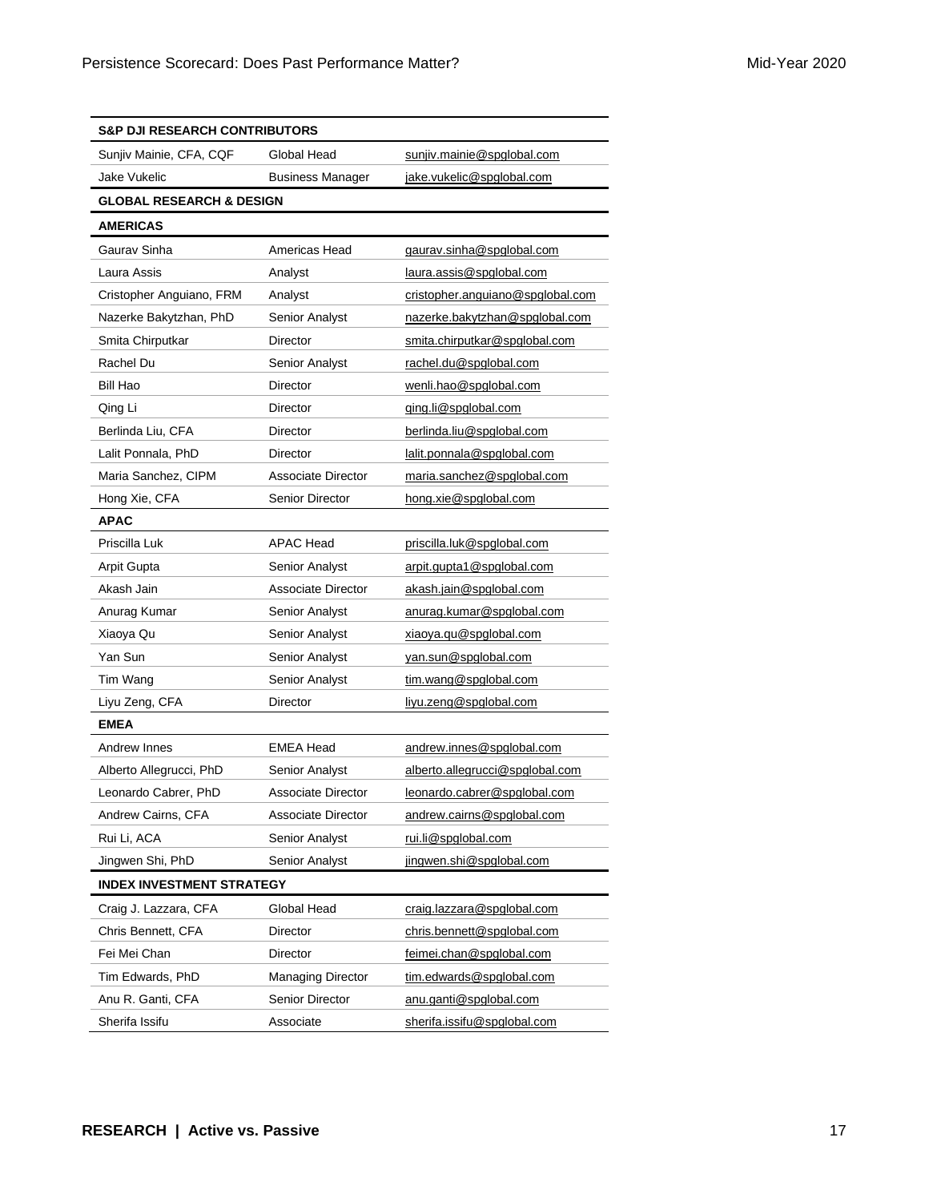| S&P DJI RESEARCH CONTRIBUTORS | | |
|---|---|---|
| Sunjiv Mainie, CFA, CQF | Global Head | sunjiv.mainie@spglobal.com |
| Jake Vukelic | Business Manager | jake.vukelic@spglobal.com |
| **GLOBAL RESEARCH & DESIGN** | | |
| **AMERICAS** | | |
| Gaurav Sinha | Americas Head | gaurav.sinha@spglobal.com |
| Laura Assis | Analyst | laura.assis@spglobal.com |
| Cristopher Anguiano, FRM | Analyst | cristopher.anguiano@spglobal.com |
| Nazerke Bakytzhan, PhD | Senior Analyst | nazerke.bakytzhan@spglobal.com |
| Smita Chirputkar | Director | smita.chirputkar@spglobal.com |
| Rachel Du | Senior Analyst | rachel.du@spglobal.com |
| Bill Hao | Director | wenli.hao@spglobal.com |
| Qing Li | Director | qing.li@spglobal.com |
| Berlinda Liu, CFA | Director | berlinda.liu@spglobal.com |
| Lalit Ponnala, PhD | Director | lalit.ponnala@spglobal.com |
| Maria Sanchez, CIPM | Associate Director | maria.sanchez@spglobal.com |
| Hong Xie, CFA | Senior Director | hong.xie@spglobal.com |
| **APAC** | | |
| Priscilla Luk | APAC Head | priscilla.luk@spglobal.com |
| Arpit Gupta | Senior Analyst | arpit.gupta1@spglobal.com |
| Akash Jain | Associate Director | akash.jain@spglobal.com |
| Anurag Kumar | Senior Analyst | anurag.kumar@spglobal.com |
| Xiaoya Qu | Senior Analyst | xiaoya.qu@spglobal.com |
| Yan Sun | Senior Analyst | yan.sun@spglobal.com |
| Tim Wang | Senior Analyst | tim.wang@spglobal.com |
| Liyu Zeng, CFA | Director | liyu.zeng@spglobal.com |
| **EMEA** | | |
| Andrew Innes | EMEA Head | andrew.innes@spglobal.com |
| Alberto Allegrucci, PhD | Senior Analyst | alberto.allegrucci@spglobal.com |
| Leonardo Cabrer, PhD | Associate Director | leonardo.cabrer@spglobal.com |
| Andrew Cairns, CFA | Associate Director | andrew.cairns@spglobal.com |
| Rui Li, ACA | Senior Analyst | rui.li@spglobal.com |
| Jingwen Shi, PhD | Senior Analyst | jingwen.shi@spglobal.com |
| **INDEX INVESTMENT STRATEGY** | | |
| Craig J. Lazzara, CFA | Global Head | craig.lazzara@spglobal.com |
| Chris Bennett, CFA | Director | chris.bennett@spglobal.com |
| Fei Mei Chan | Director | feimei.chan@spglobal.com |
| Tim Edwards, PhD | Managing Director | tim.edwards@spglobal.com |
| Anu R. Ganti, CFA | Senior Director | anu.ganti@spglobal.com |
| Sherifa Issifu | Associate | sherifa.issifu@spglobal.com |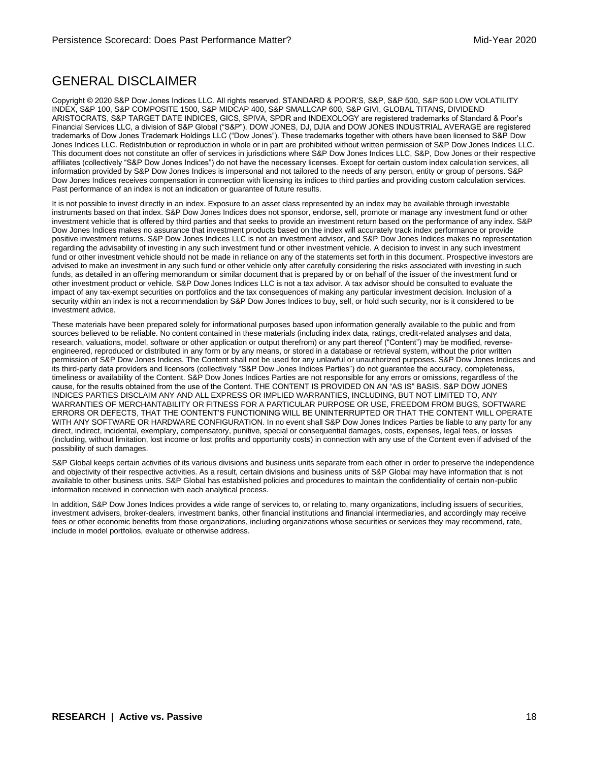## GENERAL DISCLAIMER

Copyright © 2020 S&P Dow Jones Indices LLC. All rights reserved. STANDARD & POOR'S, S&P, S&P 500, S&P 500 LOW VOLATILITY INDEX, S&P 100, S&P COMPOSITE 1500, S&P MIDCAP 400, S&P SMALLCAP 600, S&P GIVI, GLOBAL TITANS, DIVIDEND ARISTOCRATS, S&P TARGET DATE INDICES, GICS, SPIVA, SPDR and INDEXOLOGY are registered trademarks of Standard & Poor's Financial Services LLC, a division of S&P Global ("S&P"). DOW JONES, DJ, DJIA and DOW JONES INDUSTRIAL AVERAGE are registered trademarks of Dow Jones Trademark Holdings LLC ("Dow Jones"). These trademarks together with others have been licensed to S&P Dow Jones Indices LLC. Redistribution or reproduction in whole or in part are prohibited without written permission of S&P Dow Jones Indices LLC. This document does not constitute an offer of services in jurisdictions where S&P Dow Jones Indices LLC, S&P, Dow Jones or their respective affiliates (collectively "S&P Dow Jones Indices") do not have the necessary licenses. Except for certain custom index calculation services, all information provided by S&P Dow Jones Indices is impersonal and not tailored to the needs of any person, entity or group of persons. S&P Dow Jones Indices receives compensation in connection with licensing its indices to third parties and providing custom calculation services. Past performance of an index is not an indication or guarantee of future results.

It is not possible to invest directly in an index. Exposure to an asset class represented by an index may be available through investable instruments based on that index. S&P Dow Jones Indices does not sponsor, endorse, sell, promote or manage any investment fund or other investment vehicle that is offered by third parties and that seeks to provide an investment return based on the performance of any index. S&P Dow Jones Indices makes no assurance that investment products based on the index will accurately track index performance or provide positive investment returns. S&P Dow Jones Indices LLC is not an investment advisor, and S&P Dow Jones Indices makes no representation regarding the advisability of investing in any such investment fund or other investment vehicle. A decision to invest in any such investment fund or other investment vehicle should not be made in reliance on any of the statements set forth in this document. Prospective investors are advised to make an investment in any such fund or other vehicle only after carefully considering the risks associated with investing in such funds, as detailed in an offering memorandum or similar document that is prepared by or on behalf of the issuer of the investment fund or other investment product or vehicle. S&P Dow Jones Indices LLC is not a tax advisor. A tax advisor should be consulted to evaluate the impact of any tax-exempt securities on portfolios and the tax consequences of making any particular investment decision. Inclusion of a security within an index is not a recommendation by S&P Dow Jones Indices to buy, sell, or hold such security, nor is it considered to be investment advice.

These materials have been prepared solely for informational purposes based upon information generally available to the public and from sources believed to be reliable. No content contained in these materials (including index data, ratings, credit-related analyses and data, research, valuations, model, software or other application or output therefrom) or any part thereof ("Content") may be modified, reverse-engineered, reproduced or distributed in any form or by any means, or stored in a database or retrieval system, without the prior written permission of S&P Dow Jones Indices. The Content shall not be used for any unlawful or unauthorized purposes. S&P Dow Jones Indices and its third-party data providers and licensors (collectively "S&P Dow Jones Indices Parties") do not guarantee the accuracy, completeness, timeliness or availability of the Content. S&P Dow Jones Indices Parties are not responsible for any errors or omissions, regardless of the cause, for the results obtained from the use of the Content. THE CONTENT IS PROVIDED ON AN "AS IS" BASIS. S&P DOW JONES INDICES PARTIES DISCLAIM ANY AND ALL EXPRESS OR IMPLIED WARRANTIES, INCLUDING, BUT NOT LIMITED TO, ANY WARRANTIES OF MERCHANTABILITY OR FITNESS FOR A PARTICULAR PURPOSE OR USE, FREEDOM FROM BUGS, SOFTWARE ERRORS OR DEFECTS, THAT THE CONTENT'S FUNCTIONING WILL BE UNINTERRUPTED OR THAT THE CONTENT WILL OPERATE WITH ANY SOFTWARE OR HARDWARE CONFIGURATION. In no event shall S&P Dow Jones Indices Parties be liable to any party for any direct, indirect, incidental, exemplary, compensatory, punitive, special or consequential damages, costs, expenses, legal fees, or losses (including, without limitation, lost income or lost profits and opportunity costs) in connection with any use of the Content even if advised of the possibility of such damages.

S&P Global keeps certain activities of its various divisions and business units separate from each other in order to preserve the independence and objectivity of their respective activities. As a result, certain divisions and business units of S&P Global may have information that is not available to other business units. S&P Global has established policies and procedures to maintain the confidentiality of certain non-public information received in connection with each analytical process.

In addition, S&P Dow Jones Indices provides a wide range of services to, or relating to, many organizations, including issuers of securities, investment advisers, broker-dealers, investment banks, other financial institutions and financial intermediaries, and accordingly may receive fees or other economic benefits from those organizations, including organizations whose securities or services they may recommend, rate, include in model portfolios, evaluate or otherwise address.